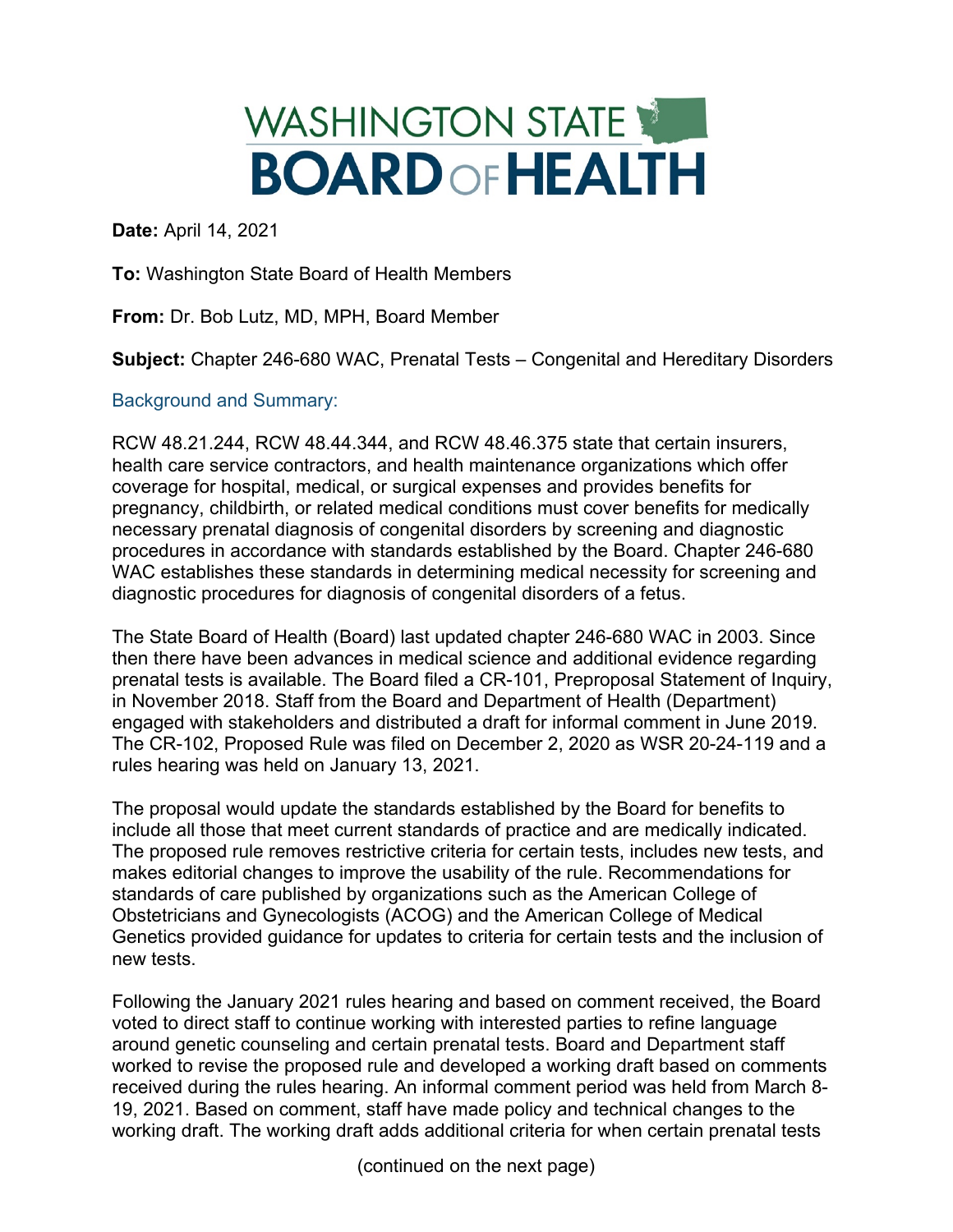# WASHINGTON STATE BOARD OF HEALTH

**Date:** April 14, 2021

**To:** Washington State Board of Health Members

**From:** Dr. Bob Lutz, MD, MPH, Board Member

**Subject:** Chapter 246-680 WAC, Prenatal Tests – Congenital and Hereditary Disorders

## Background and Summary:

RCW 48.21.244, RCW 48.44.344, and RCW 48.46.375 state that certain insurers, health care service contractors, and health maintenance organizations which offer coverage for hospital, medical, or surgical expenses and provides benefits for pregnancy, childbirth, or related medical conditions must cover benefits for medically necessary prenatal diagnosis of congenital disorders by screening and diagnostic procedures in accordance with standards established by the Board. Chapter 246-680 WAC establishes these standards in determining medical necessity for screening and diagnostic procedures for diagnosis of congenital disorders of a fetus.

The State Board of Health (Board) last updated chapter 246-680 WAC in 2003. Since then there have been advances in medical science and additional evidence regarding prenatal tests is available. The Board filed a CR-101, Preproposal Statement of Inquiry, in November 2018. Staff from the Board and Department of Health (Department) engaged with stakeholders and distributed a draft for informal comment in June 2019. The CR-102, Proposed Rule was filed on December 2, 2020 as WSR 20-24-119 and a rules hearing was held on January 13, 2021.

The proposal would update the standards established by the Board for benefits to include all those that meet current standards of practice and are medically indicated. The proposed rule removes restrictive criteria for certain tests, includes new tests, and makes editorial changes to improve the usability of the rule. Recommendations for standards of care published by organizations such as the American College of Obstetricians and Gynecologists (ACOG) and the American College of Medical Genetics provided guidance for updates to criteria for certain tests and the inclusion of new tests.

Following the January 2021 rules hearing and based on comment received, the Board voted to direct staff to continue working with interested parties to refine language around genetic counseling and certain prenatal tests. Board and Department staff worked to revise the proposed rule and developed a working draft based on comments received during the rules hearing. An informal comment period was held from March 8-19, 2021. Based on comment, staff have made policy and technical changes to the working draft. The working draft adds additional criteria for when certain prenatal tests

(continued on the next page)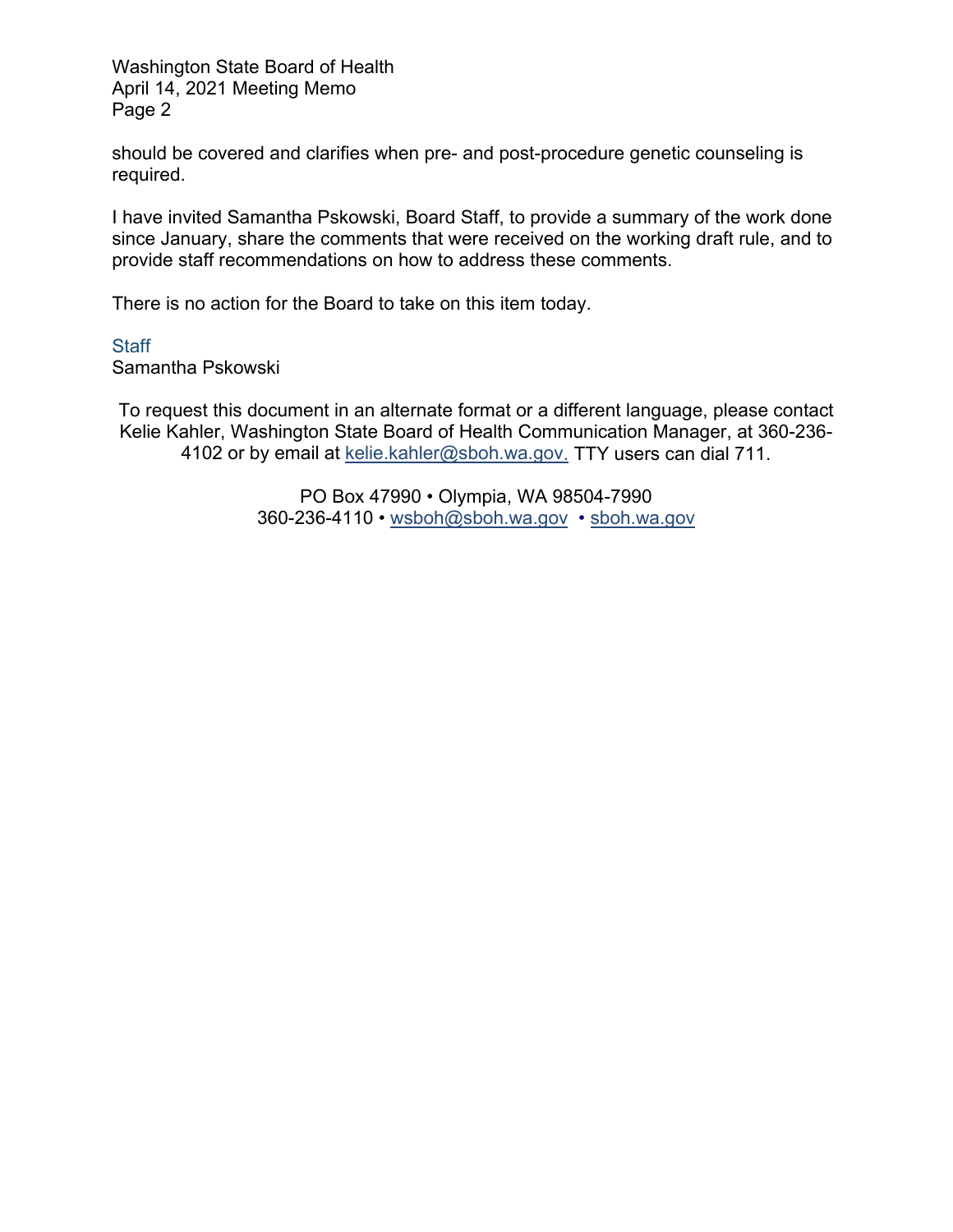should be covered and clarifies when pre- and post-procedure genetic counseling is required.

I have invited Samantha Pskowski, Board Staff, to provide a summary of the work done since January, share the comments that were received on the working draft rule, and to provide staff recommendations on how to address these comments.

There is no action for the Board to take on this item today.

### Staff

Samantha Pskowski

To request this document in an alternate format or a different language, please contact Kelie Kahler, Washington State Board of Health Communication Manager, at 360-236-4102 or by email at kelie.kahler@sboh.wa.gov. TTY users can dial 711.

PO Box 47990 • Olympia, WA 98504-7990
360-236-4110 • wsboh@sboh.wa.gov • sboh.wa.gov